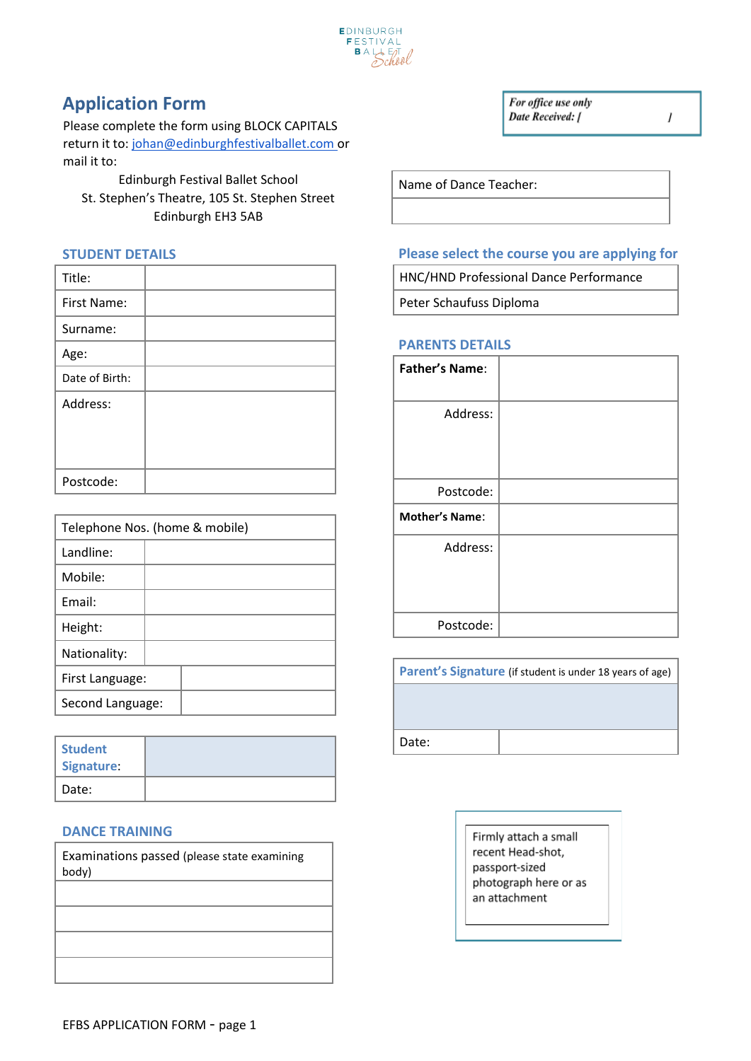EDINBURGH FESTIVAL BALLET School

# Application Form

Please complete the form using BLOCK CAPITALS return it to: johan@edinburghfestivalballet.com or mail it to:

Edinburgh Festival Ballet School
St. Stephen's Theatre, 105 St. Stephen Street
Edinburgh EH3 5AB

| *For office use only* |
|---|
| *Date Received: /* |

| Name of Dance Teacher: |
|---|
| |

## STUDENT DETAILS

| | |
|---|---|
| Title: | |
| First Name: | |
| Surname: | |
| Age: | |
| Date of Birth: | |
| Address: | |
| Postcode: | |

| Telephone Nos. (home & mobile) | |
|---|---|
| Landline: | |
| Mobile: | |
| Email: | |
| Height: | |
| Nationality: | |
| First Language: | |
| Second Language: | |

| | |
|---|---|
| **Student Signature:** | |
| Date: | |

## DANCE TRAINING

| Examinations passed (please state examining body) |
|---|
| |
| |
| |
| |

## Please select the course you are applying for

| |
|---|
| HNC/HND Professional Dance Performance |
| Peter Schaufuss Diploma |

## PARENTS DETAILS

| | |
|---|---|
| **Father's Name:** | |
| Address: | |
| Postcode: | |
| **Mother's Name:** | |
| Address: | |
| Postcode: | |

| **Parent's Signature** (if student is under 18 years of age) | |
|---|---|
| | |
| Date: | |

Firmly attach a small recent Head-shot, passport-sized photograph here or as an attachment

EFBS APPLICATION FORM - page 1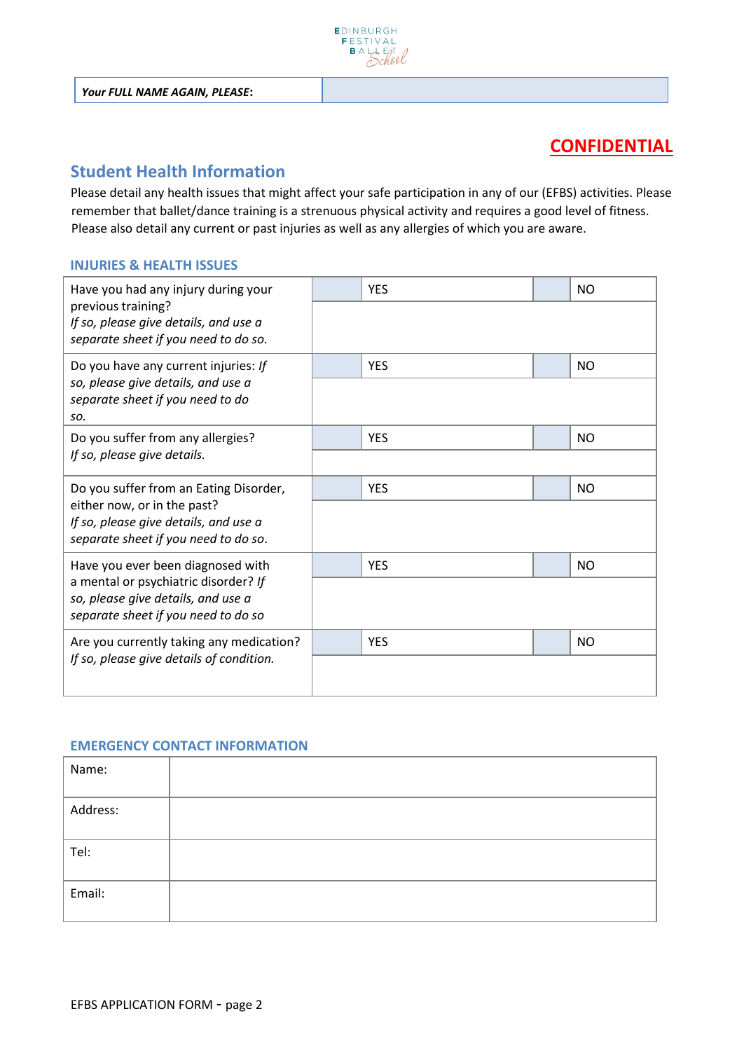| ***Your FULL NAME AGAIN, PLEASE*****:** | |
|---|---|

**CONFIDENTIAL**

## Student Health Information

Please detail any health issues that might affect your safe participation in any of our (EFBS) activities. Please remember that ballet/dance training is a strenuous physical activity and requires a good level of fitness. Please also detail any current or past injuries as well as any allergies of which you are aware.

### INJURIES & HEALTH ISSUES

| Question | | | | |
|---|---|---|---|---|
| Have you had any injury during your previous training? *If so, please give details, and use a separate sheet if you need to do so.* | | YES | | NO |
| Do you have any current injuries: *If so, please give details, and use a separate sheet if you need to do so.* | | YES | | NO |
| Do you suffer from any allergies? *If so, please give details.* | | YES | | NO |
| Do you suffer from an Eating Disorder, either now, or in the past? *If so, please give details, and use a separate sheet if you need to do so.* | | YES | | NO |
| Have you ever been diagnosed with a mental or psychiatric disorder? *If so, please give details, and use a separate sheet if you need to do so* | | YES | | NO |
| Are you currently taking any medication? *If so, please give details of condition.* | | YES | | NO |

### EMERGENCY CONTACT INFORMATION

| | |
|---|---|
| Name: | |
| Address: | |
| Tel: | |
| Email: | |

EFBS APPLICATION FORM - page 2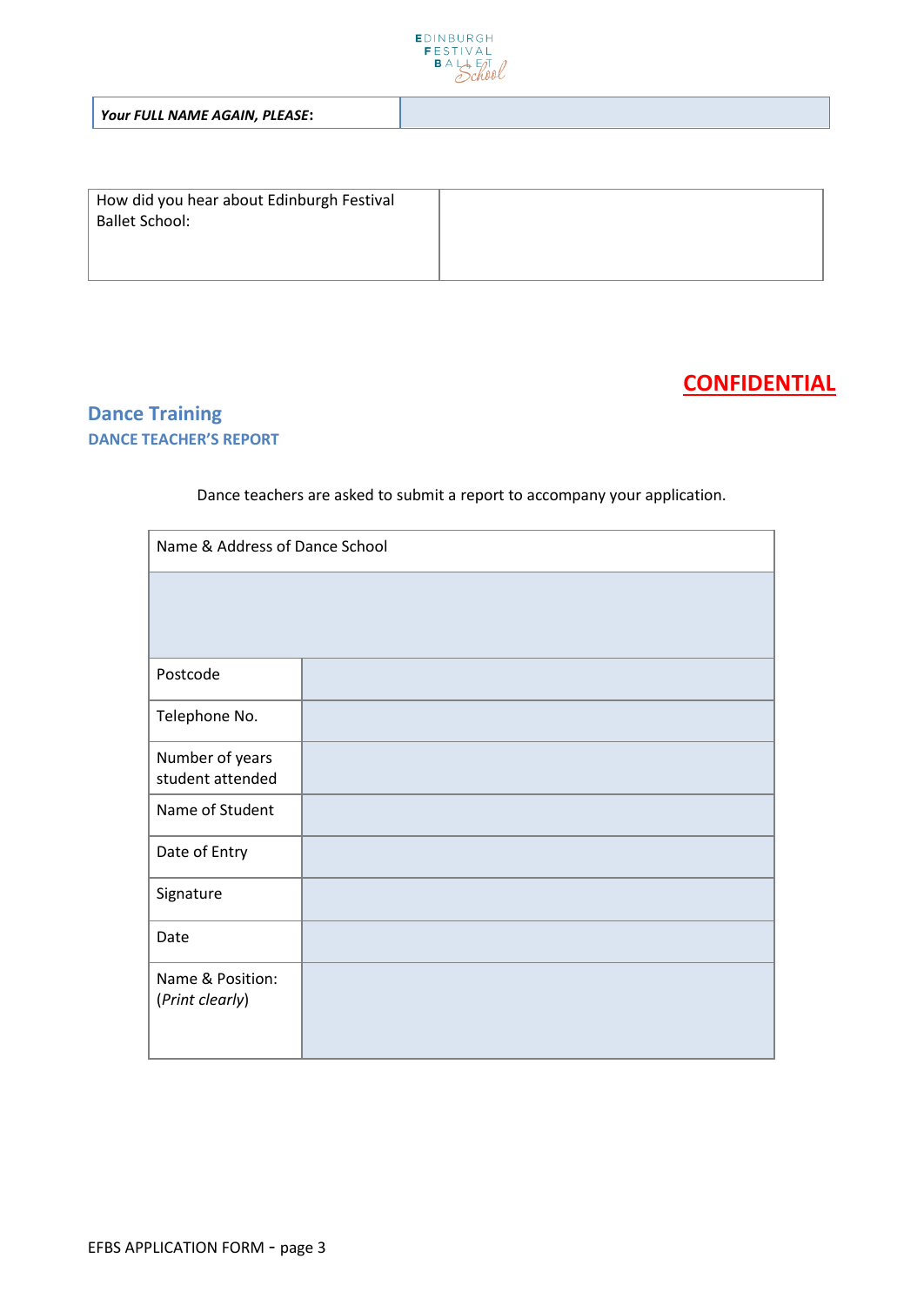| ***Your FULL NAME AGAIN, PLEASE*:** | |
|---|---|

| How did you hear about Edinburgh Festival Ballet School: | |
|---|---|

**CONFIDENTIAL**

## Dance Training

### DANCE TEACHER'S REPORT

Dance teachers are asked to submit a report to accompany your application.

| Name & Address of Dance School | |
|---|---|
| | |
| Postcode | |
| Telephone No. | |
| Number of years student attended | |
| Name of Student | |
| Date of Entry | |
| Signature | |
| Date | |
| Name & Position: (*Print clearly*) | |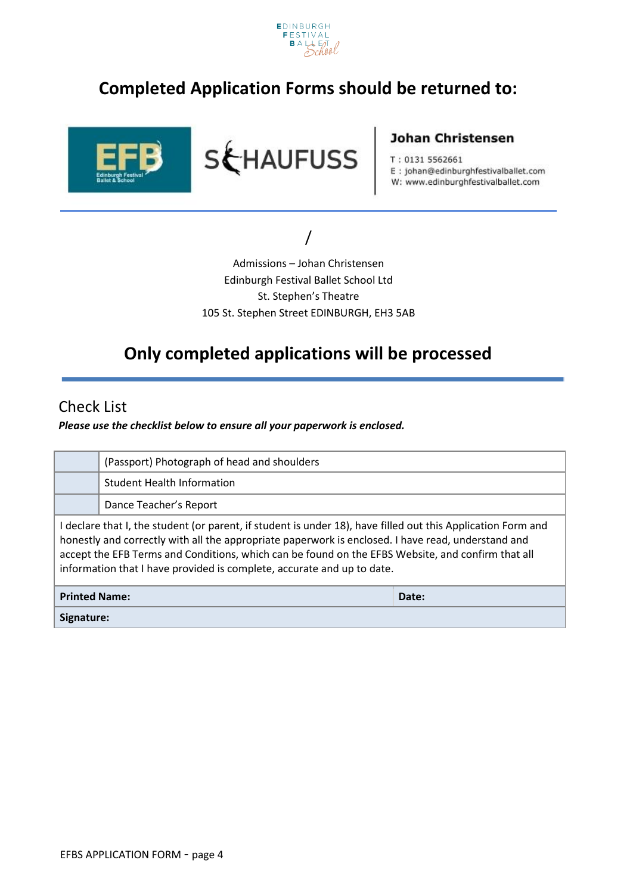# Completed Application Forms should be returned to:

EFB Edinburgh Festival Ballet & School

SCHAUFUSS

**Johan Christensen**

T : 0131 5562661
E : johan@edinburghfestivalballet.com
W: www.edinburghfestivalballet.com

/

Admissions – Johan Christensen
Edinburgh Festival Ballet School Ltd
St. Stephen's Theatre
105 St. Stephen Street EDINBURGH, EH3 5AB

## Only completed applications will be processed

### Check List

***Please use the checklist below to ensure all your paperwork is enclosed.***

| | |
|---|---|
| | (Passport) Photograph of head and shoulders |
| | Student Health Information |
| | Dance Teacher's Report |

I declare that I, the student (or parent, if student is under 18), have filled out this Application Form and honestly and correctly with all the appropriate paperwork is enclosed. I have read, understand and accept the EFB Terms and Conditions, which can be found on the EFBS Website, and confirm that all information that I have provided is complete, accurate and up to date.

| | |
|---|---|
| **Printed Name:** | **Date:** |
| **Signature:** | |